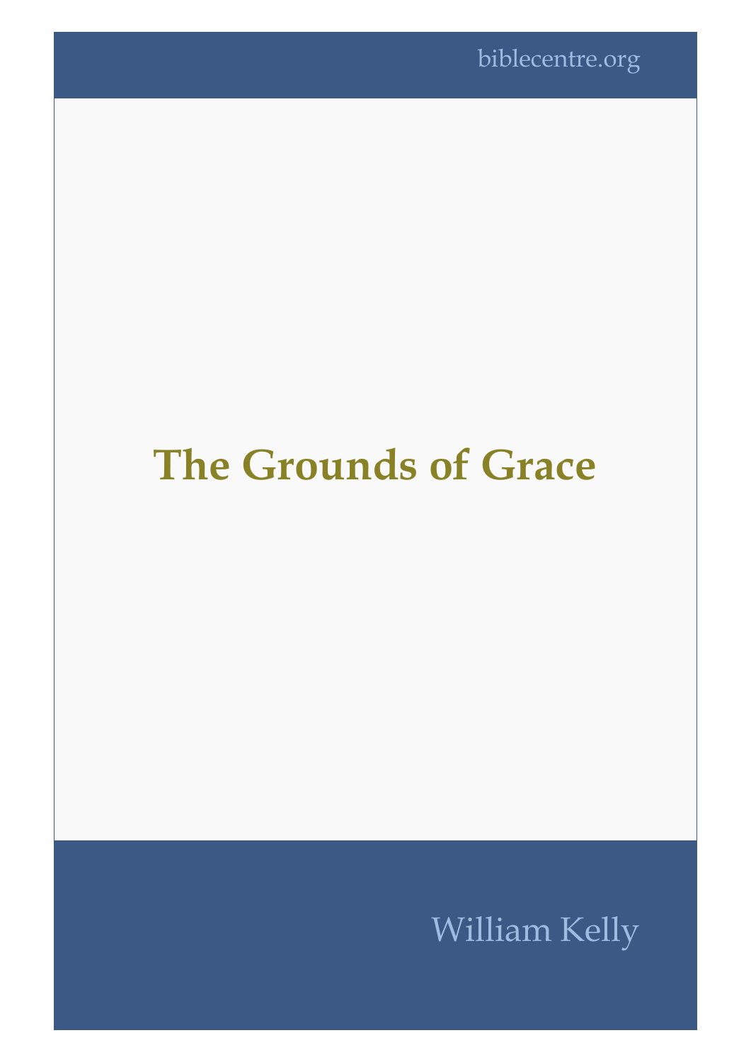biblecentre.org

# The Grounds of Grace

William Kelly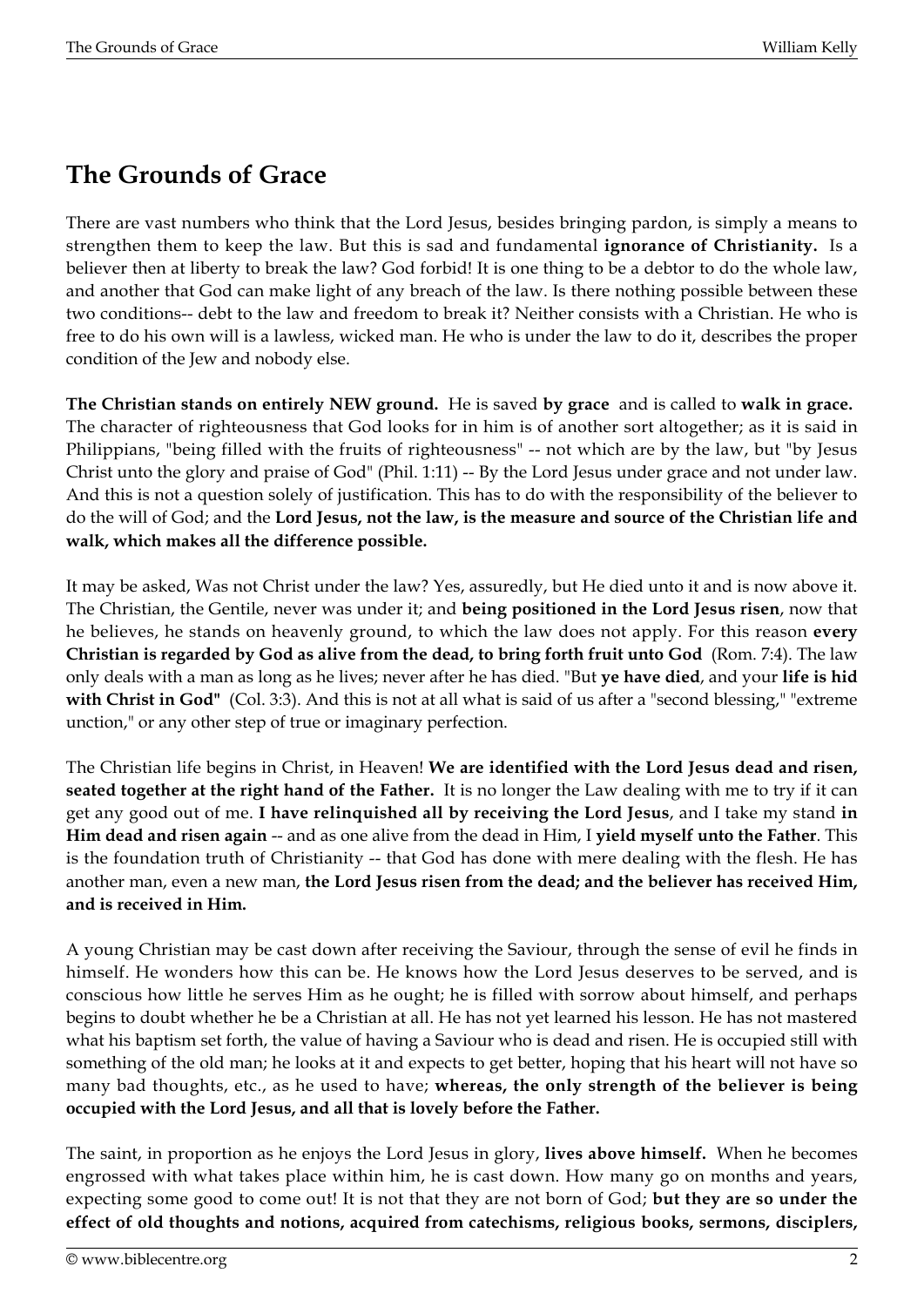## The Grounds of Grace

There are vast numbers who think that the Lord Jesus, besides bringing pardon, is simply a means to strengthen them to keep the law. But this is sad and fundamental **ignorance of Christianity.** Is a believer then at liberty to break the law? God forbid! It is one thing to be a debtor to do the whole law, and another that God can make light of any breach of the law. Is there nothing possible between these two conditions-- debt to the law and freedom to break it? Neither consists with a Christian. He who is free to do his own will is a lawless, wicked man. He who is under the law to do it, describes the proper condition of the Jew and nobody else.

**The Christian stands on entirely NEW ground.** He is saved **by grace** and is called to **walk in grace.** The character of righteousness that God looks for in him is of another sort altogether; as it is said in Philippians, "being filled with the fruits of righteousness" -- not which are by the law, but "by Jesus Christ unto the glory and praise of God" (Phil. 1:11) -- By the Lord Jesus under grace and not under law. And this is not a question solely of justification. This has to do with the responsibility of the believer to do the will of God; and the **Lord Jesus, not the law, is the measure and source of the Christian life and walk, which makes all the difference possible.**

It may be asked, Was not Christ under the law? Yes, assuredly, but He died unto it and is now above it. The Christian, the Gentile, never was under it; and **being positioned in the Lord Jesus risen**, now that he believes, he stands on heavenly ground, to which the law does not apply. For this reason **every Christian is regarded by God as alive from the dead, to bring forth fruit unto God** (Rom. 7:4). The law only deals with a man as long as he lives; never after he has died. "But **ye have died**, and your **life is hid with Christ in God"** (Col. 3:3). And this is not at all what is said of us after a "second blessing," "extreme unction," or any other step of true or imaginary perfection.

The Christian life begins in Christ, in Heaven! **We are identified with the Lord Jesus dead and risen, seated together at the right hand of the Father.** It is no longer the Law dealing with me to try if it can get any good out of me. **I have relinquished all by receiving the Lord Jesus**, and I take my stand **in Him dead and risen again** -- and as one alive from the dead in Him, I **yield myself unto the Father**. This is the foundation truth of Christianity -- that God has done with mere dealing with the flesh. He has another man, even a new man, **the Lord Jesus risen from the dead; and the believer has received Him, and is received in Him.**

A young Christian may be cast down after receiving the Saviour, through the sense of evil he finds in himself. He wonders how this can be. He knows how the Lord Jesus deserves to be served, and is conscious how little he serves Him as he ought; he is filled with sorrow about himself, and perhaps begins to doubt whether he be a Christian at all. He has not yet learned his lesson. He has not mastered what his baptism set forth, the value of having a Saviour who is dead and risen. He is occupied still with something of the old man; he looks at it and expects to get better, hoping that his heart will not have so many bad thoughts, etc., as he used to have; **whereas, the only strength of the believer is being occupied with the Lord Jesus, and all that is lovely before the Father.**

The saint, in proportion as he enjoys the Lord Jesus in glory, **lives above himself.** When he becomes engrossed with what takes place within him, he is cast down. How many go on months and years, expecting some good to come out! It is not that they are not born of God; **but they are so under the effect of old thoughts and notions, acquired from catechisms, religious books, sermons, disciplers,**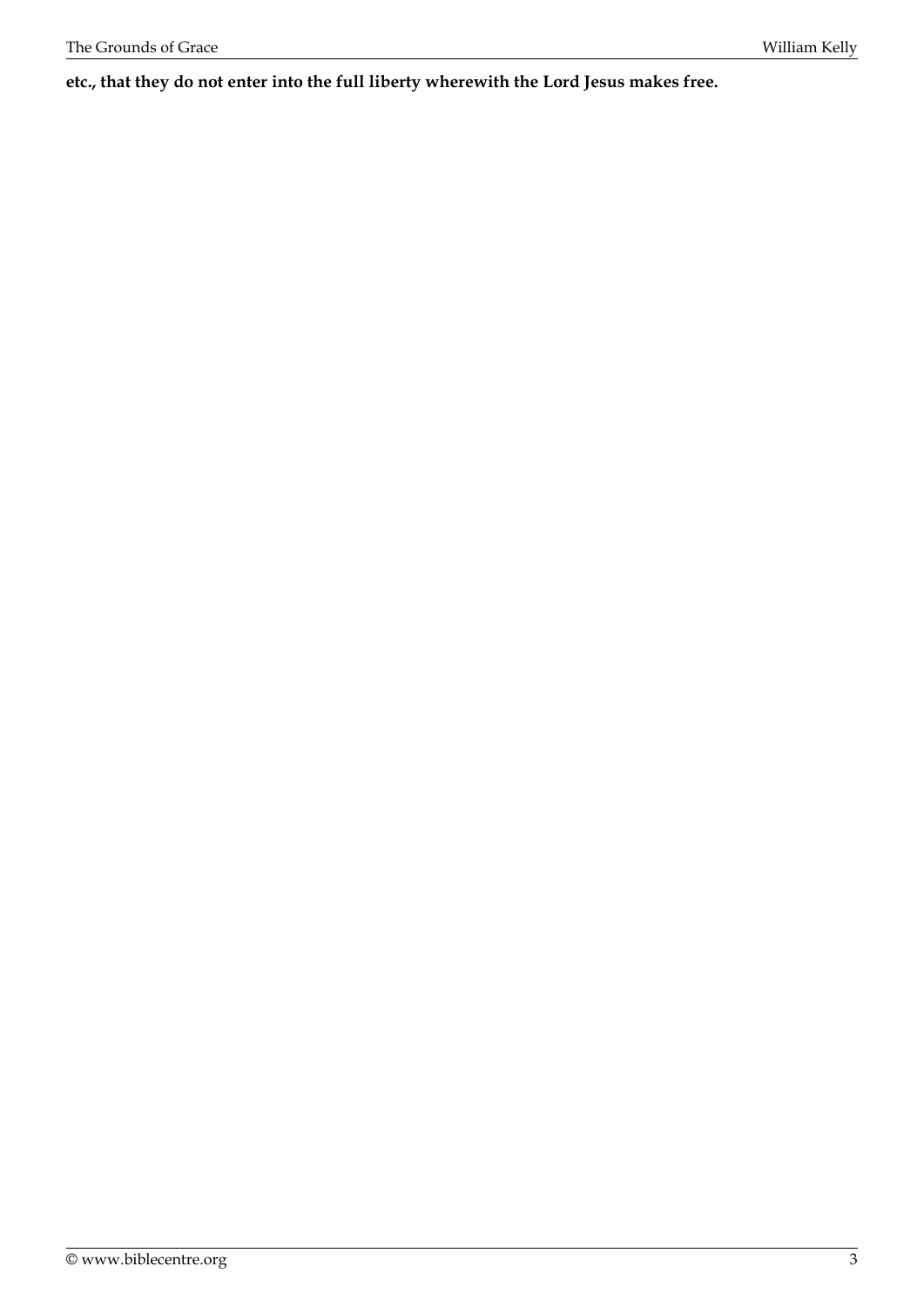**etc., that they do not enter into the full liberty wherewith the Lord Jesus makes free.**